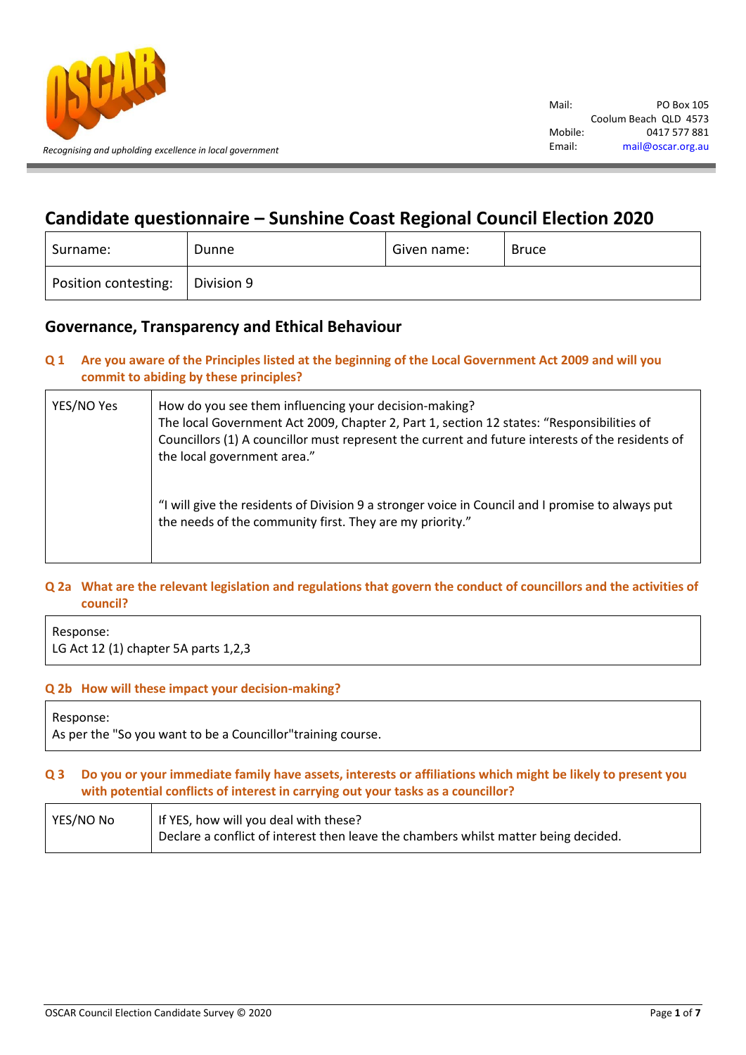Recognising and upholding excellence in local government

Mail: PO Box 105
Coolum Beach QLD 4573
Mobile: 0417 577 881
Email: mail@oscar.org.au

# Candidate questionnaire – Sunshine Coast Regional Council Election 2020

| Surname: | Dunne | Given name: | Bruce |
|---|---|---|---|
| Position contesting: | Division 9 | | |

## Governance, Transparency and Ethical Behaviour

### Q 1 Are you aware of the Principles listed at the beginning of the Local Government Act 2009 and will you commit to abiding by these principles?

| YES/NO Yes | How do you see them influencing your decision-making?<br>The local Government Act 2009, Chapter 2, Part 1, section 12 states: "Responsibilities of Councillors (1) A councillor must represent the current and future interests of the residents of the local government area."<br><br>"I will give the residents of Division 9 a stronger voice in Council and I promise to always put the needs of the community first. They are my priority." |
|---|---|

### Q 2a What are the relevant legislation and regulations that govern the conduct of councillors and the activities of council?

Response:
LG Act 12 (1) chapter 5A parts 1,2,3

### Q 2b How will these impact your decision-making?

Response:
As per the "So you want to be a Councillor"training course.

### Q 3 Do you or your immediate family have assets, interests or affiliations which might be likely to present you with potential conflicts of interest in carrying out your tasks as a councillor?

| YES/NO No | If YES, how will you deal with these?<br>Declare a conflict of interest then leave the chambers whilst matter being decided. |
|---|---|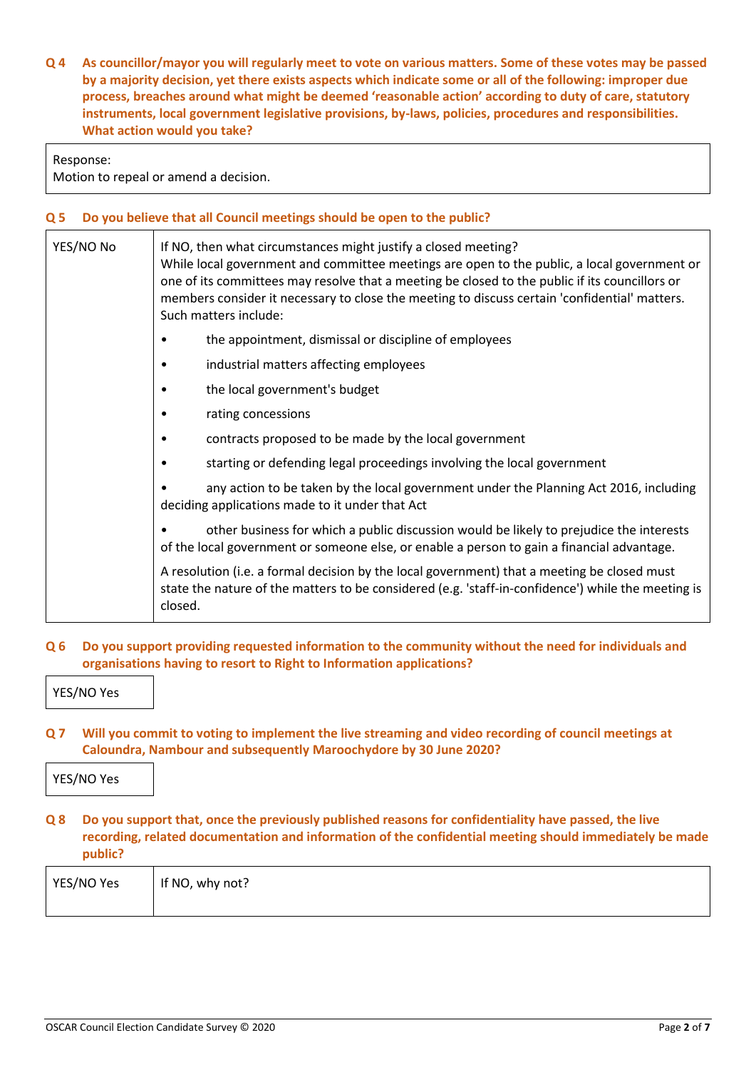**Q 4 As councillor/mayor you will regularly meet to vote on various matters. Some of these votes may be passed by a majority decision, yet there exists aspects which indicate some or all of the following: improper due process, breaches around what might be deemed 'reasonable action' according to duty of care, statutory instruments, local government legislative provisions, by-laws, policies, procedures and responsibilities. What action would you take?**

| Response:<br>Motion to repeal or amend a decision. |
|---|

**Q 5 Do you believe that all Council meetings should be open to the public?**

| YES/NO No | If NO, then what circumstances might justify a closed meeting?<br>While local government and committee meetings are open to the public, a local government or one of its committees may resolve that a meeting be closed to the public if its councillors or members consider it necessary to close the meeting to discuss certain 'confidential' matters. Such matters include:<br>• the appointment, dismissal or discipline of employees<br>• industrial matters affecting employees<br>• the local government's budget<br>• rating concessions<br>• contracts proposed to be made by the local government<br>• starting or defending legal proceedings involving the local government<br>• any action to be taken by the local government under the Planning Act 2016, including deciding applications made to it under that Act<br>• other business for which a public discussion would be likely to prejudice the interests of the local government or someone else, or enable a person to gain a financial advantage.<br>A resolution (i.e. a formal decision by the local government) that a meeting be closed must state the nature of the matters to be considered (e.g. 'staff-in-confidence') while the meeting is closed. |
|---|---|

**Q 6 Do you support providing requested information to the community without the need for individuals and organisations having to resort to Right to Information applications?**

| YES/NO Yes |
|---|

**Q 7 Will you commit to voting to implement the live streaming and video recording of council meetings at Caloundra, Nambour and subsequently Maroochydore by 30 June 2020?**

| YES/NO Yes |
|---|

**Q 8 Do you support that, once the previously published reasons for confidentiality have passed, the live recording, related documentation and information of the confidential meeting should immediately be made public?**

| YES/NO Yes | If NO, why not? |
|---|---|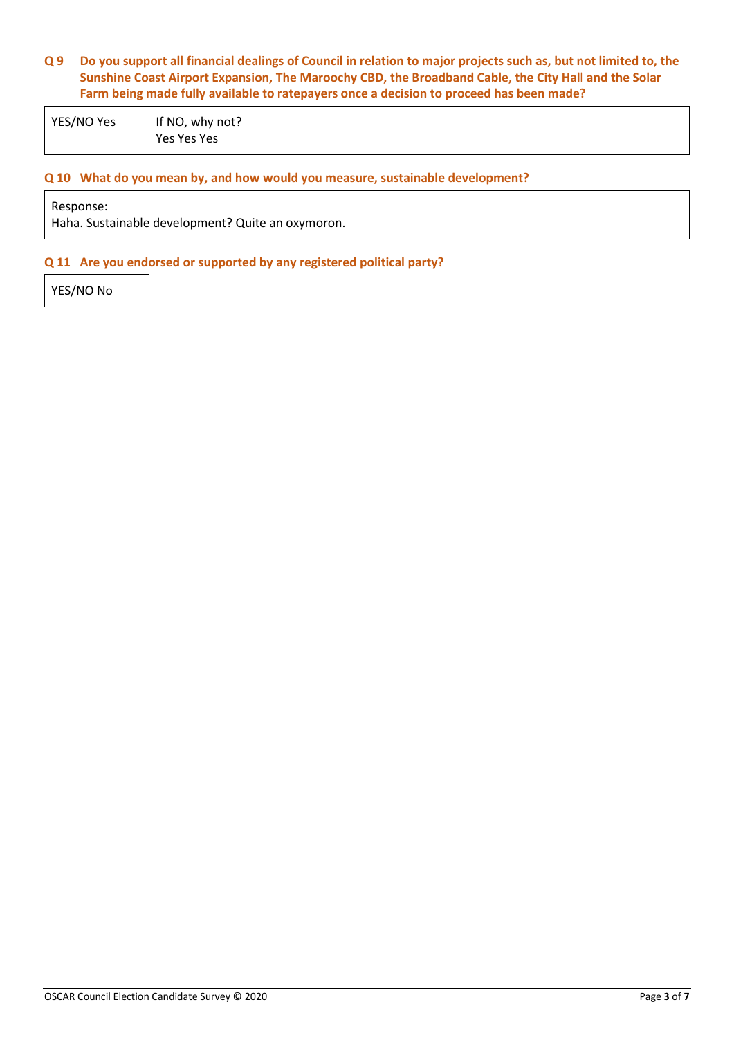**Q 9 Do you support all financial dealings of Council in relation to major projects such as, but not limited to, the Sunshine Coast Airport Expansion, The Maroochy CBD, the Broadband Cable, the City Hall and the Solar Farm being made fully available to ratepayers once a decision to proceed has been made?**

| YES/NO Yes | If NO, why not?<br>Yes Yes Yes |
|---|---|

**Q 10 What do you mean by, and how would you measure, sustainable development?**

| Response:<br>Haha. Sustainable development? Quite an oxymoron. |
|---|

**Q 11 Are you endorsed or supported by any registered political party?**

| YES/NO No |
|---|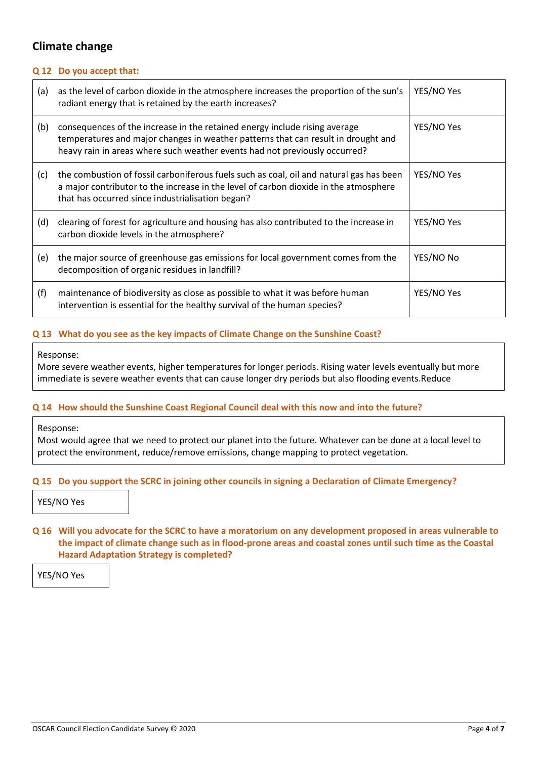## Climate change

**Q 12 Do you accept that:**

| | | |
|---|---|---|
| (a) | as the level of carbon dioxide in the atmosphere increases the proportion of the sun's radiant energy that is retained by the earth increases? | YES/NO Yes |
| (b) | consequences of the increase in the retained energy include rising average temperatures and major changes in weather patterns that can result in drought and heavy rain in areas where such weather events had not previously occurred? | YES/NO Yes |
| (c) | the combustion of fossil carboniferous fuels such as coal, oil and natural gas has been a major contributor to the increase in the level of carbon dioxide in the atmosphere that has occurred since industrialisation began? | YES/NO Yes |
| (d) | clearing of forest for agriculture and housing has also contributed to the increase in carbon dioxide levels in the atmosphere? | YES/NO Yes |
| (e) | the major source of greenhouse gas emissions for local government comes from the decomposition of organic residues in landfill? | YES/NO No |
| (f) | maintenance of biodiversity as close as possible to what it was before human intervention is essential for the healthy survival of the human species? | YES/NO Yes |

**Q 13 What do you see as the key impacts of Climate Change on the Sunshine Coast?**

Response:
More severe weather events, higher temperatures for longer periods. Rising water levels eventually but more immediate is severe weather events that can cause longer dry periods but also flooding events.Reduce

**Q 14 How should the Sunshine Coast Regional Council deal with this now and into the future?**

Response:
Most would agree that we need to protect our planet into the future. Whatever can be done at a local level to protect the environment, reduce/remove emissions, change mapping to protect vegetation.

**Q 15 Do you support the SCRC in joining other councils in signing a Declaration of Climate Emergency?**

YES/NO Yes

**Q 16 Will you advocate for the SCRC to have a moratorium on any development proposed in areas vulnerable to the impact of climate change such as in flood-prone areas and coastal zones until such time as the Coastal Hazard Adaptation Strategy is completed?**

YES/NO Yes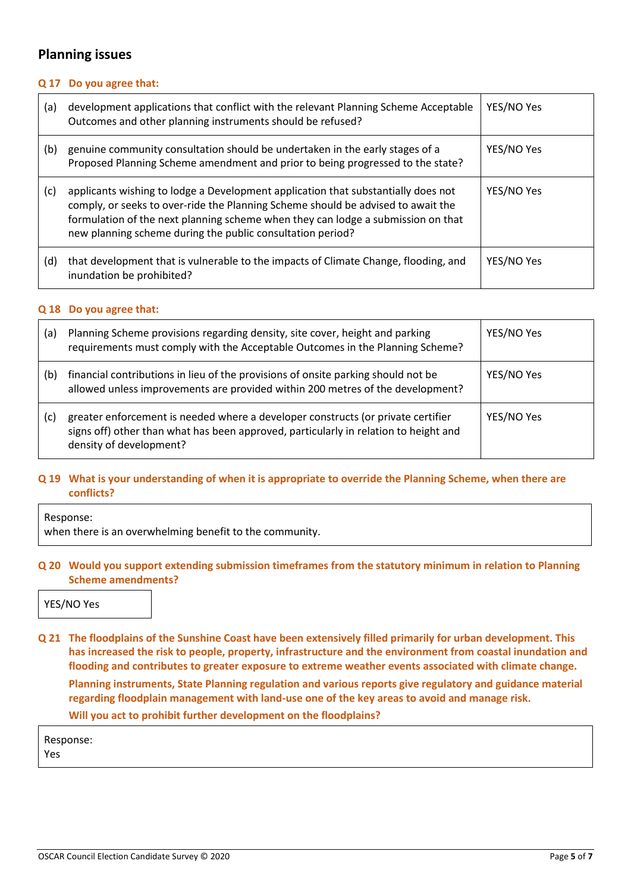## Planning issues

### Q 17 Do you agree that:

| | | |
|---|---|---|
| (a) | development applications that conflict with the relevant Planning Scheme Acceptable Outcomes and other planning instruments should be refused? | YES/NO Yes |
| (b) | genuine community consultation should be undertaken in the early stages of a Proposed Planning Scheme amendment and prior to being progressed to the state? | YES/NO Yes |
| (c) | applicants wishing to lodge a Development application that substantially does not comply, or seeks to over-ride the Planning Scheme should be advised to await the formulation of the next planning scheme when they can lodge a submission on that new planning scheme during the public consultation period? | YES/NO Yes |
| (d) | that development that is vulnerable to the impacts of Climate Change, flooding, and inundation be prohibited? | YES/NO Yes |

### Q 18 Do you agree that:

| | | |
|---|---|---|
| (a) | Planning Scheme provisions regarding density, site cover, height and parking requirements must comply with the Acceptable Outcomes in the Planning Scheme? | YES/NO Yes |
| (b) | financial contributions in lieu of the provisions of onsite parking should not be allowed unless improvements are provided within 200 metres of the development? | YES/NO Yes |
| (c) | greater enforcement is needed where a developer constructs (or private certifier signs off) other than what has been approved, particularly in relation to height and density of development? | YES/NO Yes |

### Q 19 What is your understanding of when it is appropriate to override the Planning Scheme, when there are conflicts?

Response:
when there is an overwhelming benefit to the community.

### Q 20 Would you support extending submission timeframes from the statutory minimum in relation to Planning Scheme amendments?

YES/NO Yes

### Q 21 The floodplains of the Sunshine Coast have been extensively filled primarily for urban development. This has increased the risk to people, property, infrastructure and the environment from coastal inundation and flooding and contributes to greater exposure to extreme weather events associated with climate change.

**Planning instruments, State Planning regulation and various reports give regulatory and guidance material regarding floodplain management with land-use one of the key areas to avoid and manage risk.**

**Will you act to prohibit further development on the floodplains?**

Response:
Yes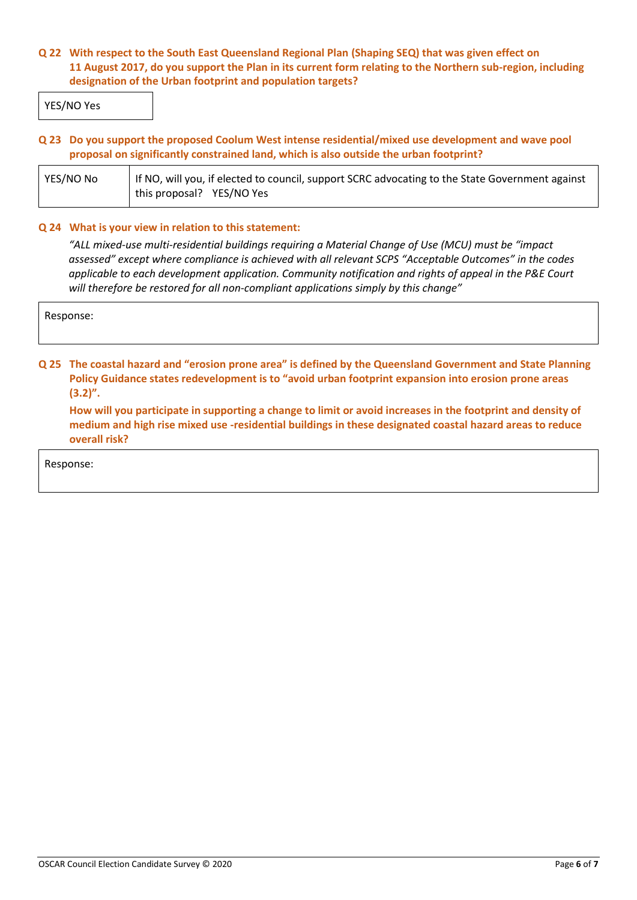**Q 22 With respect to the South East Queensland Regional Plan (Shaping SEQ) that was given effect on 11 August 2017, do you support the Plan in its current form relating to the Northern sub-region, including designation of the Urban footprint and population targets?**

| YES/NO Yes |
|---|

**Q 23 Do you support the proposed Coolum West intense residential/mixed use development and wave pool proposal on significantly constrained land, which is also outside the urban footprint?**

| YES/NO No | If NO, will you, if elected to council, support SCRC advocating to the State Government against this proposal? YES/NO Yes |
|---|---|

**Q 24 What is your view in relation to this statement:**

*"ALL mixed-use multi-residential buildings requiring a Material Change of Use (MCU) must be "impact assessed" except where compliance is achieved with all relevant SCPS "Acceptable Outcomes" in the codes applicable to each development application. Community notification and rights of appeal in the P&E Court will therefore be restored for all non-compliant applications simply by this change"*

| Response: |
|---|

**Q 25 The coastal hazard and "erosion prone area" is defined by the Queensland Government and State Planning Policy Guidance states redevelopment is to "avoid urban footprint expansion into erosion prone areas (3.2)".**

**How will you participate in supporting a change to limit or avoid increases in the footprint and density of medium and high rise mixed use -residential buildings in these designated coastal hazard areas to reduce overall risk?**

| Response: |
|---|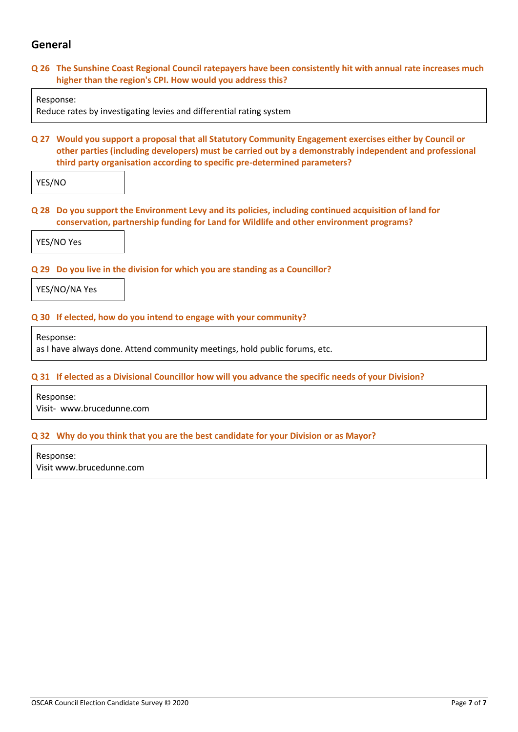## General

**Q 26 The Sunshine Coast Regional Council ratepayers have been consistently hit with annual rate increases much higher than the region's CPI. How would you address this?**

Response:
Reduce rates by investigating levies and differential rating system

**Q 27 Would you support a proposal that all Statutory Community Engagement exercises either by Council or other parties (including developers) must be carried out by a demonstrably independent and professional third party organisation according to specific pre-determined parameters?**

YES/NO

**Q 28 Do you support the Environment Levy and its policies, including continued acquisition of land for conservation, partnership funding for Land for Wildlife and other environment programs?**

YES/NO Yes

**Q 29 Do you live in the division for which you are standing as a Councillor?**

YES/NO/NA Yes

**Q 30 If elected, how do you intend to engage with your community?**

Response:
as I have always done. Attend community meetings, hold public forums, etc.

**Q 31 If elected as a Divisional Councillor how will you advance the specific needs of your Division?**

Response:
Visit- www.brucedunne.com

**Q 32 Why do you think that you are the best candidate for your Division or as Mayor?**

Response:
Visit www.brucedunne.com